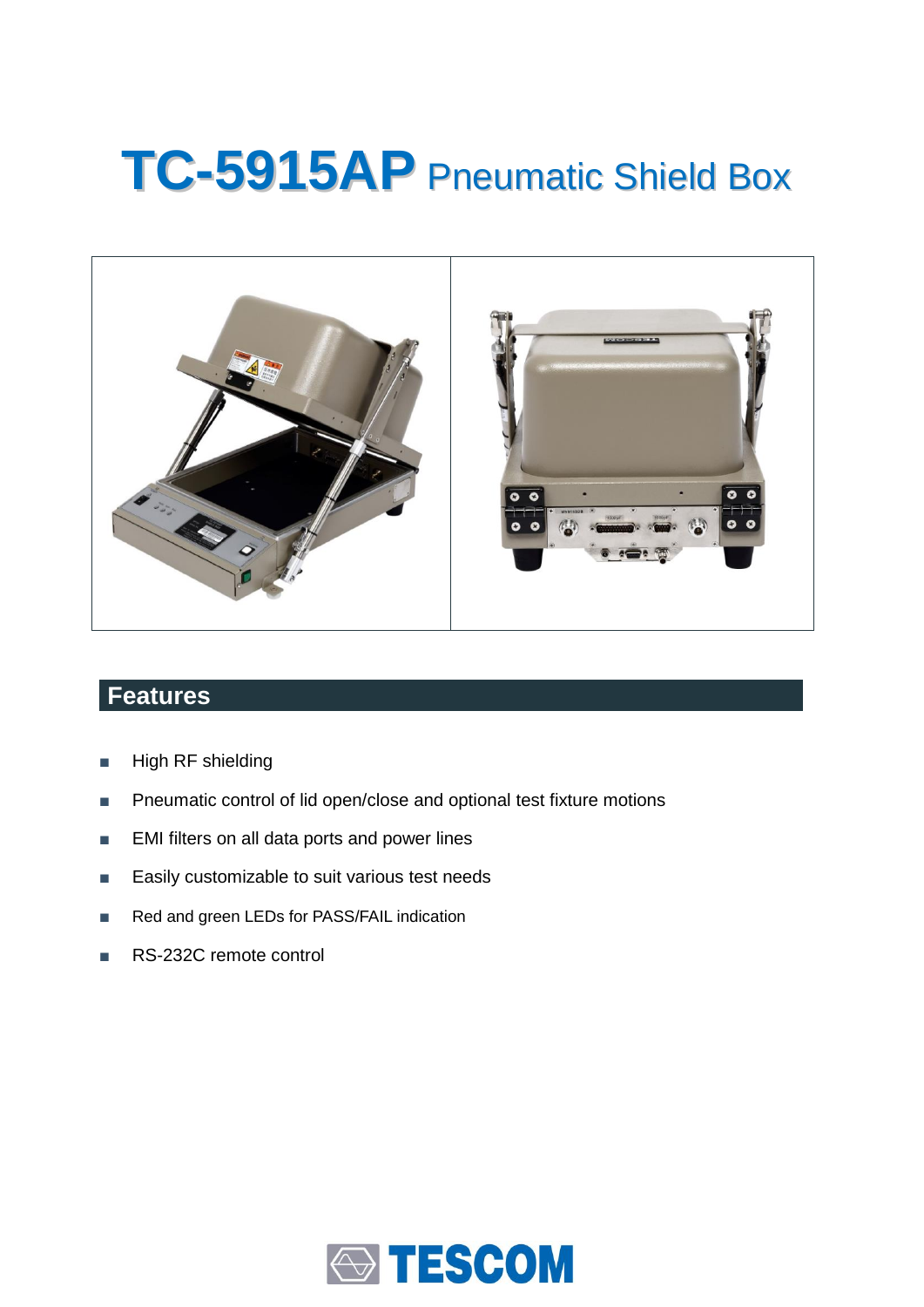# TC-5915AP Pneumatic Shield Box

## Features

- High RF shielding
- Pneumatic control of lid open/close and optional test fixture motions
- EMI filters on all data ports and power lines
- Easily customizable to suit various test needs
- Red and green LEDs for PASS/FAIL indication
- RS-232C remote control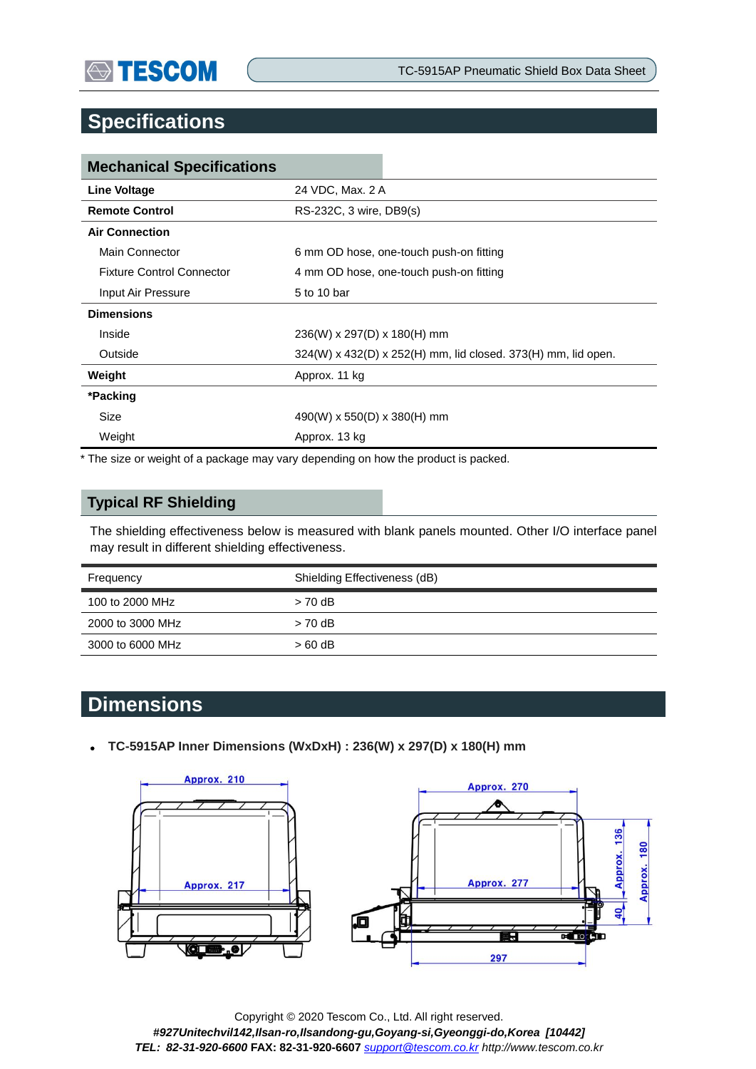# Specifications

## Mechanical Specifications

| | |
|---|---|
| **Line Voltage** | 24 VDC, Max. 2 A |
| **Remote Control** | RS-232C, 3 wire, DB9(s) |
| **Air Connection** | |
| Main Connector | 6 mm OD hose, one-touch push-on fitting |
| Fixture Control Connector | 4 mm OD hose, one-touch push-on fitting |
| Input Air Pressure | 5 to 10 bar |
| **Dimensions** | |
| Inside | 236(W) x 297(D) x 180(H) mm |
| Outside | 324(W) x 432(D) x 252(H) mm, lid closed. 373(H) mm, lid open. |
| **Weight** | Approx. 11 kg |
| ***Packing** | |
| Size | 490(W) x 550(D) x 380(H) mm |
| Weight | Approx. 13 kg |

* The size or weight of a package may vary depending on how the product is packed.

## Typical RF Shielding

The shielding effectiveness below is measured with blank panels mounted. Other I/O interface panel may result in different shielding effectiveness.

| Frequency | Shielding Effectiveness (dB) |
|---|---|
| 100 to 2000 MHz | > 70 dB |
| 2000 to 3000 MHz | > 70 dB |
| 3000 to 6000 MHz | > 60 dB |

# Dimensions

- **TC-5915AP Inner Dimensions (WxDxH) : 236(W) x 297(D) x 180(H) mm**

Approx. 210

Approx. 217

Approx. 270

Approx. 277

297

Approx. 136

40

Approx. 180

Copyright © 2020 Tescom Co., Ltd. All right reserved.
***#927Unitechvil142,Ilsan-ro,Ilsandong-gu,Goyang-si,Gyeonggi-do,Korea [10442]***
***TEL: 82-31-920-6600*** **FAX: 82-31-920-6607** *support@tescom.co.kr* *http://www.tescom.co.kr*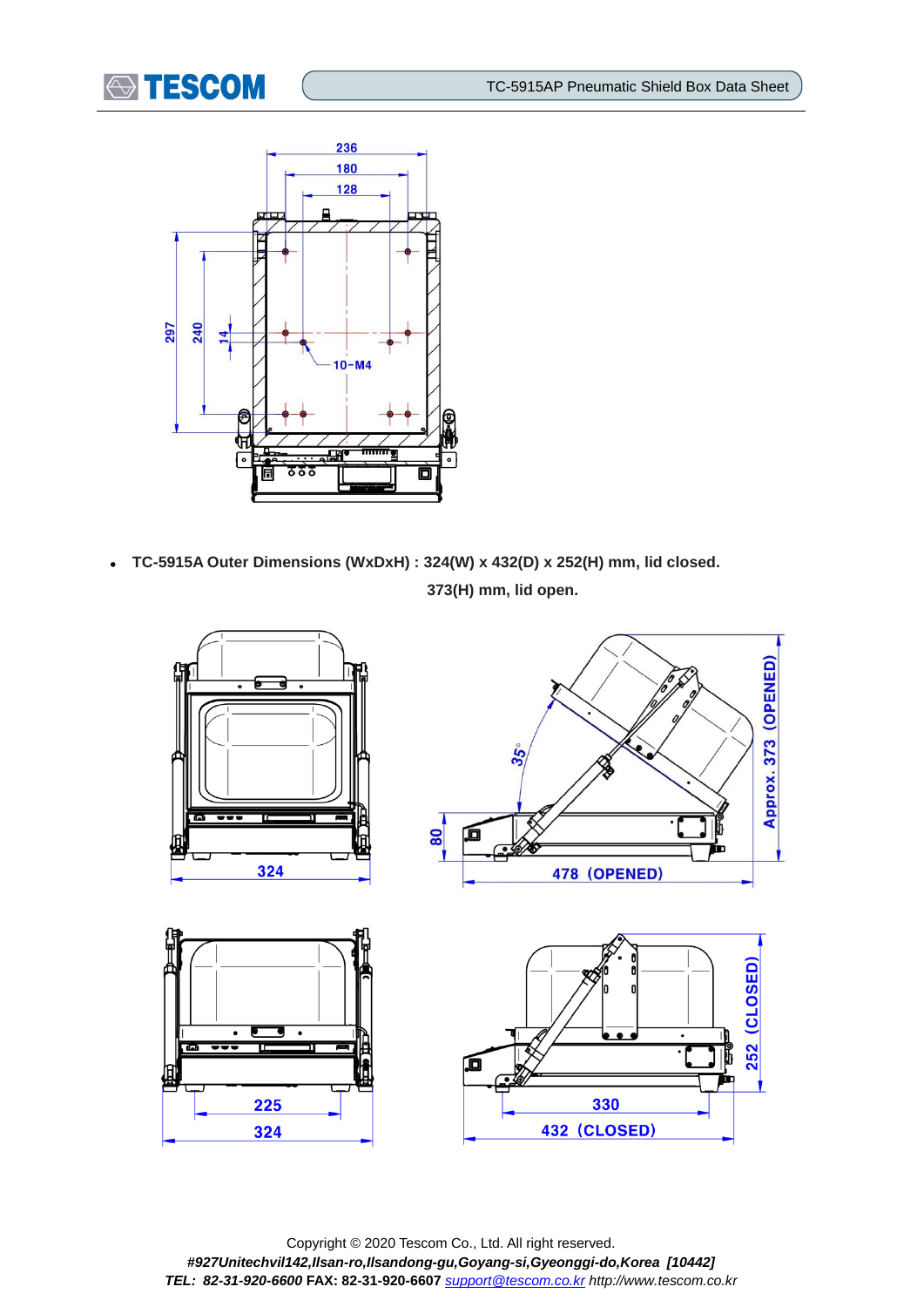- **TC-5915A Outer Dimensions (WxDxH) : 324(W) x 432(D) x 252(H) mm, lid closed.**

  **373(H) mm, lid open.**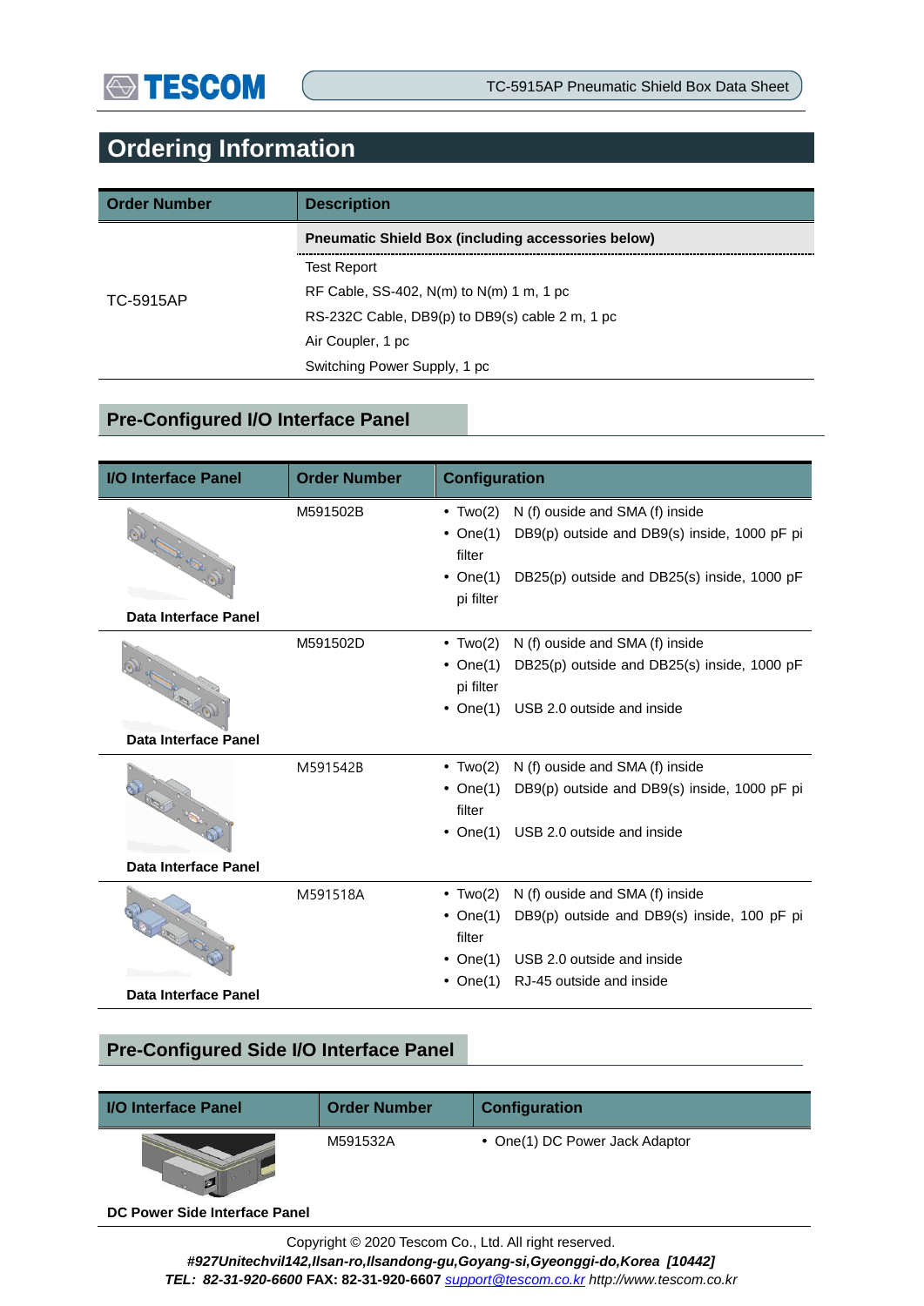# Ordering Information

| Order Number | Description |
|---|---|
| TC-5915AP | **Pneumatic Shield Box (including accessories below)** |
| | Test Report |
| | RF Cable, SS-402, N(m) to N(m) 1 m, 1 pc |
| | RS-232C Cable, DB9(p) to DB9(s) cable 2 m, 1 pc |
| | Air Coupler, 1 pc |
| | Switching Power Supply, 1 pc |

## Pre-Configured I/O Interface Panel

| I/O Interface Panel | Order Number | Configuration |
|---|---|---|
| **Data Interface Panel** | M591502B | • Two(2) N (f) ouside and SMA (f) inside<br>• One(1) DB9(p) outside and DB9(s) inside, 1000 pF pi filter<br>• One(1) DB25(p) outside and DB25(s) inside, 1000 pF pi filter |
| **Data Interface Panel** | M591502D | • Two(2) N (f) ouside and SMA (f) inside<br>• One(1) DB25(p) outside and DB25(s) inside, 1000 pF pi filter<br>• One(1) USB 2.0 outside and inside |
| **Data Interface Panel** | M591542B | • Two(2) N (f) ouside and SMA (f) inside<br>• One(1) DB9(p) outside and DB9(s) inside, 1000 pF pi filter<br>• One(1) USB 2.0 outside and inside |
| **Data Interface Panel** | M591518A | • Two(2) N (f) ouside and SMA (f) inside<br>• One(1) DB9(p) outside and DB9(s) inside, 100 pF pi filter<br>• One(1) USB 2.0 outside and inside<br>• One(1) RJ-45 outside and inside |

## Pre-Configured Side I/O Interface Panel

| I/O Interface Panel | Order Number | Configuration |
|---|---|---|
| **DC Power Side Interface Panel** | M591532A | • One(1) DC Power Jack Adaptor |

Copyright © 2020 Tescom Co., Ltd. All right reserved.

***#927Unitechvil142,Ilsan-ro,Ilsandong-gu,Goyang-si,Gyeonggi-do,Korea [10442]***

***TEL: 82-31-920-6600*** **FAX: 82-31-920-6607** *support@tescom.co.kr http://www.tescom.co.kr*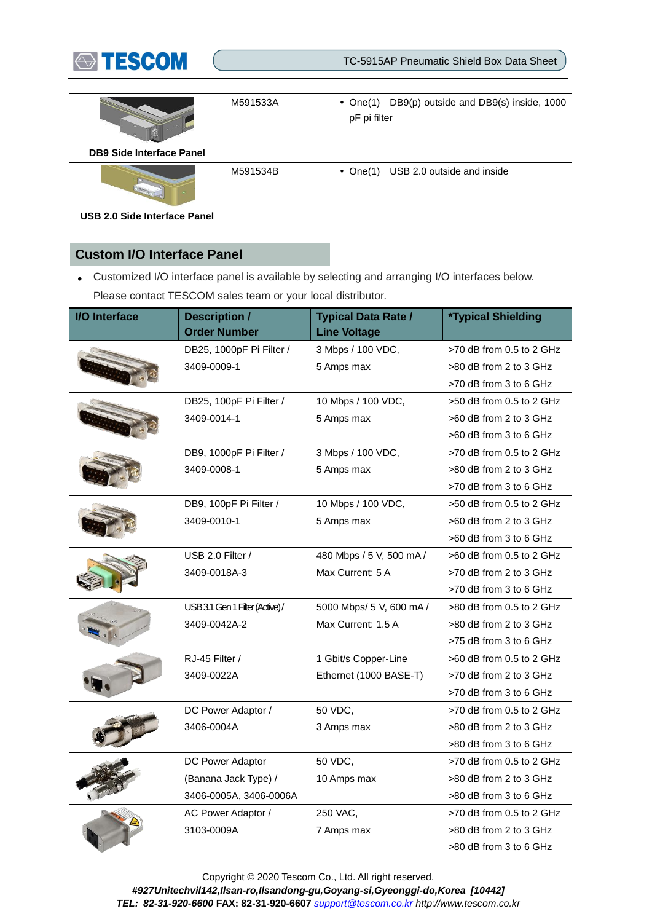| | | |
|---|---|---|
| **DB9 Side Interface Panel** | M591533A | • One(1) DB9(p) outside and DB9(s) inside, 1000 pF pi filter |
| **USB 2.0 Side Interface Panel** | M591534B | • One(1) USB 2.0 outside and inside |

## Custom I/O Interface Panel

- Customized I/O interface panel is available by selecting and arranging I/O interfaces below. Please contact TESCOM sales team or your local distributor.

| I/O Interface | Description / Order Number | Typical Data Rate / Line Voltage | *Typical Shielding |
|---|---|---|---|
| | DB25, 1000pF Pi Filter / 3409-0009-1 | 3 Mbps / 100 VDC, 5 Amps max | >70 dB from 0.5 to 2 GHz<br>>80 dB from 2 to 3 GHz<br>>70 dB from 3 to 6 GHz |
| | DB25, 100pF Pi Filter / 3409-0014-1 | 10 Mbps / 100 VDC, 5 Amps max | >50 dB from 0.5 to 2 GHz<br>>60 dB from 2 to 3 GHz<br>>60 dB from 3 to 6 GHz |
| | DB9, 1000pF Pi Filter / 3409-0008-1 | 3 Mbps / 100 VDC, 5 Amps max | >70 dB from 0.5 to 2 GHz<br>>80 dB from 2 to 3 GHz<br>>70 dB from 3 to 6 GHz |
| | DB9, 100pF Pi Filter / 3409-0010-1 | 10 Mbps / 100 VDC, 5 Amps max | >50 dB from 0.5 to 2 GHz<br>>60 dB from 2 to 3 GHz<br>>60 dB from 3 to 6 GHz |
| | USB 2.0 Filter / 3409-0018A-3 | 480 Mbps / 5 V, 500 mA / Max Current: 5 A | >60 dB from 0.5 to 2 GHz<br>>70 dB from 2 to 3 GHz<br>>70 dB from 3 to 6 GHz |
| | USB 3.1 Gen 1 Filter (Active) / 3409-0042A-2 | 5000 Mbps/ 5 V, 600 mA / Max Current: 1.5 A | >80 dB from 0.5 to 2 GHz<br>>80 dB from 2 to 3 GHz<br>>75 dB from 3 to 6 GHz |
| | RJ-45 Filter / 3409-0022A | 1 Gbit/s Copper-Line Ethernet (1000 BASE-T) | >60 dB from 0.5 to 2 GHz<br>>70 dB from 2 to 3 GHz<br>>70 dB from 3 to 6 GHz |
| | DC Power Adaptor / 3406-0004A | 50 VDC, 3 Amps max | >70 dB from 0.5 to 2 GHz<br>>80 dB from 2 to 3 GHz<br>>80 dB from 3 to 6 GHz |
| | DC Power Adaptor (Banana Jack Type) / 3406-0005A, 3406-0006A | 50 VDC, 10 Amps max | >70 dB from 0.5 to 2 GHz<br>>80 dB from 2 to 3 GHz<br>>80 dB from 3 to 6 GHz |
| | AC Power Adaptor / 3103-0009A | 250 VAC, 7 Amps max | >70 dB from 0.5 to 2 GHz<br>>80 dB from 2 to 3 GHz<br>>80 dB from 3 to 6 GHz |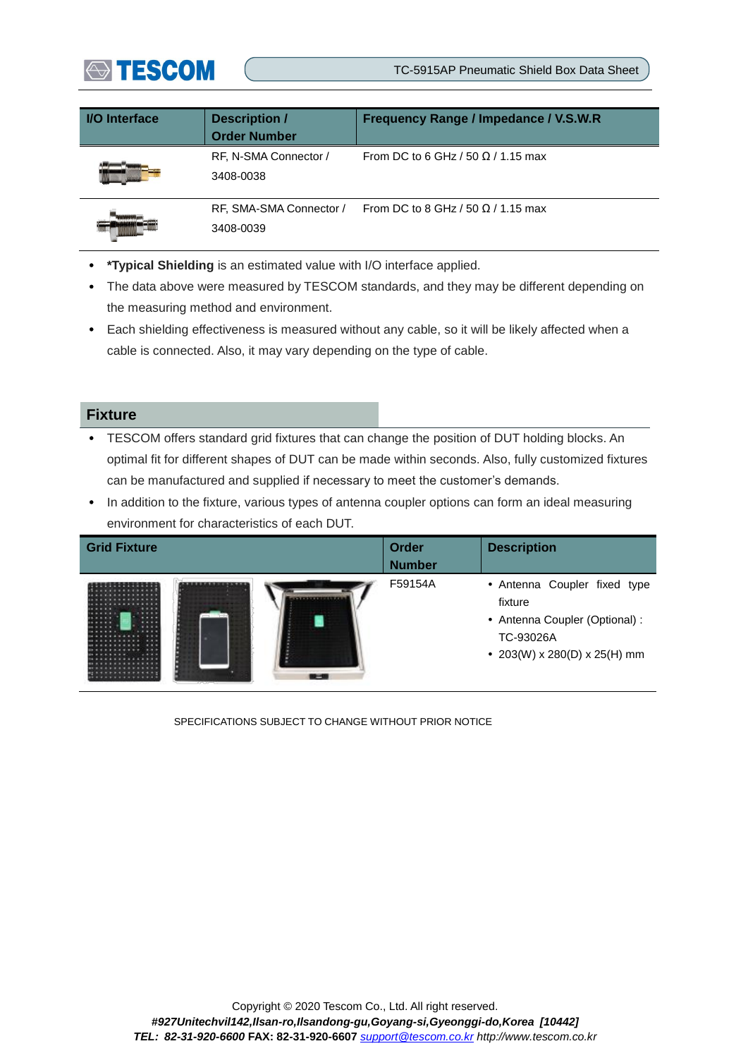| I/O Interface | Description / Order Number | Frequency Range / Impedance / V.S.W.R |
|---|---|---|
| | RF, N-SMA Connector / 3408-0038 | From DC to 6 GHz / 50 Ω / 1.15 max |
| | RF, SMA-SMA Connector / 3408-0039 | From DC to 8 GHz / 50 Ω / 1.15 max |

- ***Typical Shielding** is an estimated value with I/O interface applied.
- The data above were measured by TESCOM standards, and they may be different depending on the measuring method and environment.
- Each shielding effectiveness is measured without any cable, so it will be likely affected when a cable is connected. Also, it may vary depending on the type of cable.

## Fixture

- TESCOM offers standard grid fixtures that can change the position of DUT holding blocks. An optimal fit for different shapes of DUT can be made within seconds. Also, fully customized fixtures can be manufactured and supplied if necessary to meet the customer's demands.
- In addition to the fixture, various types of antenna coupler options can form an ideal measuring environment for characteristics of each DUT.

| Grid Fixture | Order Number | Description |
|---|---|---|
| | F59154A | • Antenna Coupler fixed type fixture<br>• Antenna Coupler (Optional) : TC-93026A<br>• 203(W) x 280(D) x 25(H) mm |

SPECIFICATIONS SUBJECT TO CHANGE WITHOUT PRIOR NOTICE

Copyright © 2020 Tescom Co., Ltd. All right reserved.

***#927Unitechvil142,Ilsan-ro,Ilsandong-gu,Goyang-si,Gyeonggi-do,Korea [10442]***

***TEL: 82-31-920-6600*** **FAX: 82-31-920-6607** *support@tescom.co.kr http://www.tescom.co.kr*